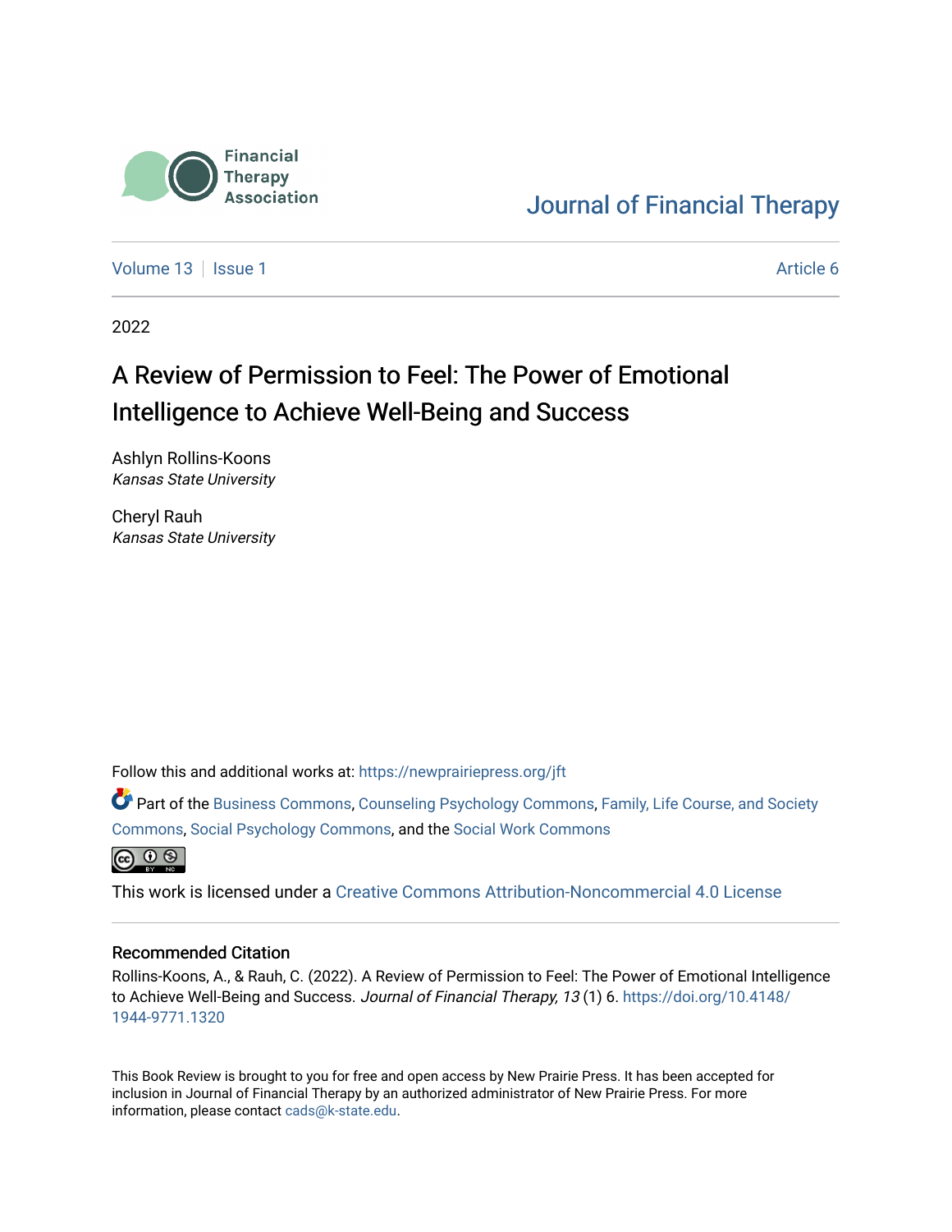Financial Therapy Association

Journal of Financial Therapy

Volume 13 | Issue 1 | Article 6

2022

# A Review of Permission to Feel: The Power of Emotional Intelligence to Achieve Well-Being and Success

Ashlyn Rollins-Koons
*Kansas State University*

Cheryl Rauh
*Kansas State University*

Follow this and additional works at: https://newprairiepress.org/jft

Part of the Business Commons, Counseling Psychology Commons, Family, Life Course, and Society Commons, Social Psychology Commons, and the Social Work Commons

This work is licensed under a Creative Commons Attribution-Noncommercial 4.0 License

## Recommended Citation

Rollins-Koons, A., & Rauh, C. (2022). A Review of Permission to Feel: The Power of Emotional Intelligence to Achieve Well-Being and Success. *Journal of Financial Therapy, 13* (1) 6. https://doi.org/10.4148/1944-9771.1320

This Book Review is brought to you for free and open access by New Prairie Press. It has been accepted for inclusion in Journal of Financial Therapy by an authorized administrator of New Prairie Press. For more information, please contact cads@k-state.edu.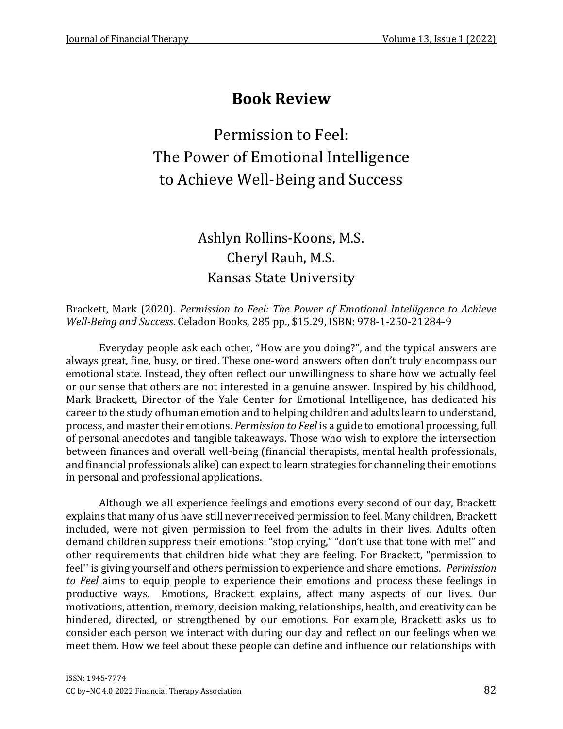# Book Review

## Permission to Feel: The Power of Emotional Intelligence to Achieve Well-Being and Success

Ashlyn Rollins-Koons, M.S.
Cheryl Rauh, M.S.
Kansas State University

Brackett, Mark (2020). *Permission to Feel: The Power of Emotional Intelligence to Achieve Well-Being and Success*. Celadon Books, 285 pp., $15.29, ISBN: 978-1-250-21284-9

Everyday people ask each other, "How are you doing?", and the typical answers are always great, fine, busy, or tired. These one-word answers often don't truly encompass our emotional state. Instead, they often reflect our unwillingness to share how we actually feel or our sense that others are not interested in a genuine answer. Inspired by his childhood, Mark Brackett, Director of the Yale Center for Emotional Intelligence, has dedicated his career to the study of human emotion and to helping children and adults learn to understand, process, and master their emotions. *Permission to Feel* is a guide to emotional processing, full of personal anecdotes and tangible takeaways. Those who wish to explore the intersection between finances and overall well-being (financial therapists, mental health professionals, and financial professionals alike) can expect to learn strategies for channeling their emotions in personal and professional applications.

Although we all experience feelings and emotions every second of our day, Brackett explains that many of us have still never received permission to feel. Many children, Brackett included, were not given permission to feel from the adults in their lives. Adults often demand children suppress their emotions: "stop crying," "don't use that tone with me!" and other requirements that children hide what they are feeling. For Brackett, "permission to feel'' is giving yourself and others permission to experience and share emotions. *Permission to Feel* aims to equip people to experience their emotions and process these feelings in productive ways. Emotions, Brackett explains, affect many aspects of our lives. Our motivations, attention, memory, decision making, relationships, health, and creativity can be hindered, directed, or strengthened by our emotions. For example, Brackett asks us to consider each person we interact with during our day and reflect on our feelings when we meet them. How we feel about these people can define and influence our relationships with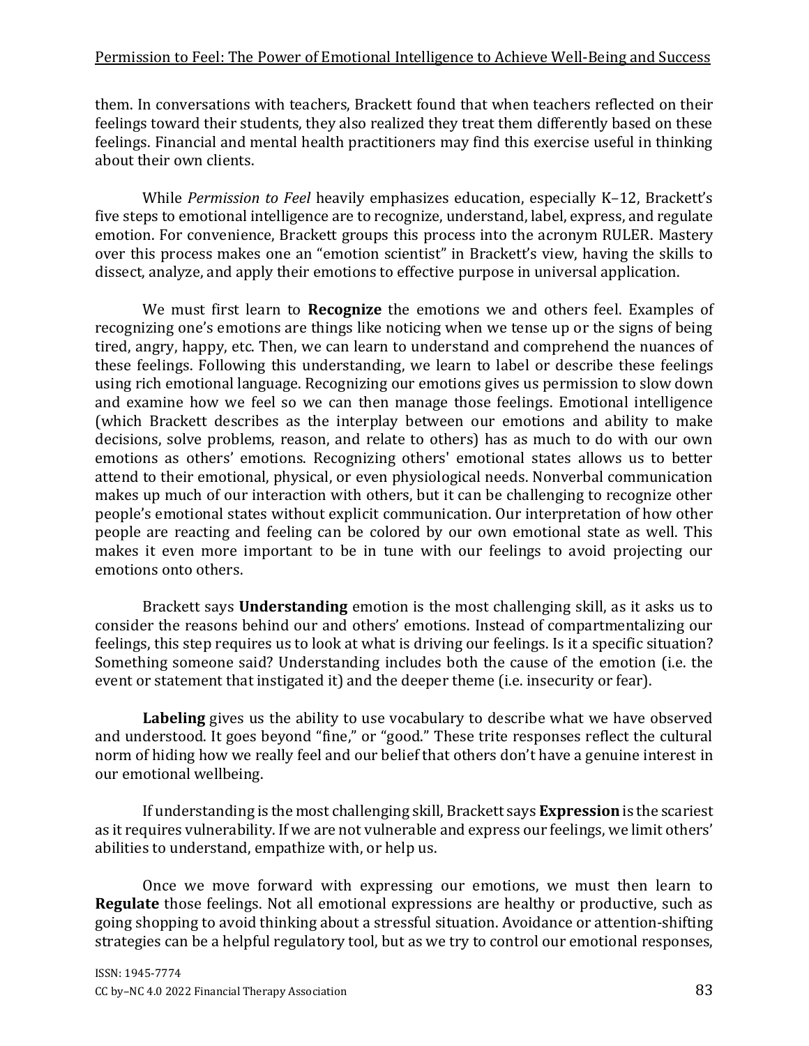them. In conversations with teachers, Brackett found that when teachers reflected on their feelings toward their students, they also realized they treat them differently based on these feelings. Financial and mental health practitioners may find this exercise useful in thinking about their own clients.

While *Permission to Feel* heavily emphasizes education, especially K–12, Brackett's five steps to emotional intelligence are to recognize, understand, label, express, and regulate emotion. For convenience, Brackett groups this process into the acronym RULER. Mastery over this process makes one an "emotion scientist" in Brackett's view, having the skills to dissect, analyze, and apply their emotions to effective purpose in universal application.

We must first learn to **Recognize** the emotions we and others feel. Examples of recognizing one's emotions are things like noticing when we tense up or the signs of being tired, angry, happy, etc. Then, we can learn to understand and comprehend the nuances of these feelings. Following this understanding, we learn to label or describe these feelings using rich emotional language. Recognizing our emotions gives us permission to slow down and examine how we feel so we can then manage those feelings. Emotional intelligence (which Brackett describes as the interplay between our emotions and ability to make decisions, solve problems, reason, and relate to others) has as much to do with our own emotions as others' emotions. Recognizing others' emotional states allows us to better attend to their emotional, physical, or even physiological needs. Nonverbal communication makes up much of our interaction with others, but it can be challenging to recognize other people's emotional states without explicit communication. Our interpretation of how other people are reacting and feeling can be colored by our own emotional state as well. This makes it even more important to be in tune with our feelings to avoid projecting our emotions onto others.

Brackett says **Understanding** emotion is the most challenging skill, as it asks us to consider the reasons behind our and others' emotions. Instead of compartmentalizing our feelings, this step requires us to look at what is driving our feelings. Is it a specific situation? Something someone said? Understanding includes both the cause of the emotion (i.e. the event or statement that instigated it) and the deeper theme (i.e. insecurity or fear).

**Labeling** gives us the ability to use vocabulary to describe what we have observed and understood. It goes beyond "fine," or "good." These trite responses reflect the cultural norm of hiding how we really feel and our belief that others don't have a genuine interest in our emotional wellbeing.

If understanding is the most challenging skill, Brackett says **Expression** is the scariest as it requires vulnerability. If we are not vulnerable and express our feelings, we limit others' abilities to understand, empathize with, or help us.

Once we move forward with expressing our emotions, we must then learn to **Regulate** those feelings. Not all emotional expressions are healthy or productive, such as going shopping to avoid thinking about a stressful situation. Avoidance or attention-shifting strategies can be a helpful regulatory tool, but as we try to control our emotional responses,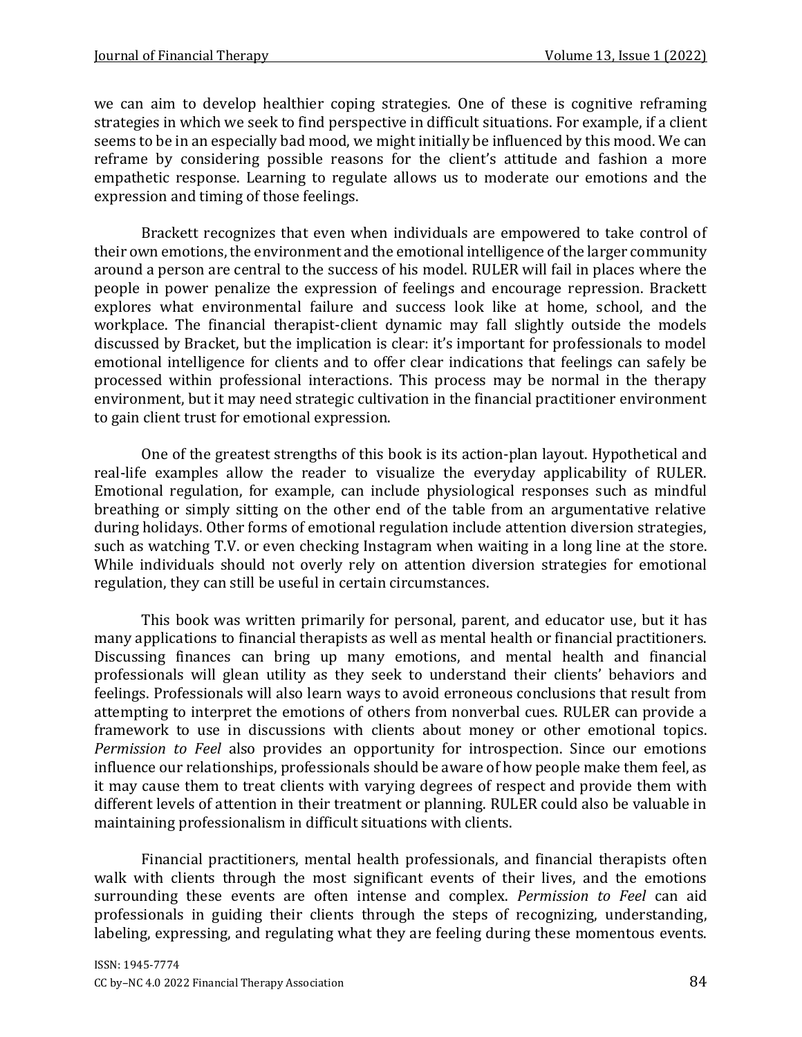we can aim to develop healthier coping strategies. One of these is cognitive reframing strategies in which we seek to find perspective in difficult situations. For example, if a client seems to be in an especially bad mood, we might initially be influenced by this mood. We can reframe by considering possible reasons for the client's attitude and fashion a more empathetic response. Learning to regulate allows us to moderate our emotions and the expression and timing of those feelings.

Brackett recognizes that even when individuals are empowered to take control of their own emotions, the environment and the emotional intelligence of the larger community around a person are central to the success of his model. RULER will fail in places where the people in power penalize the expression of feelings and encourage repression. Brackett explores what environmental failure and success look like at home, school, and the workplace. The financial therapist-client dynamic may fall slightly outside the models discussed by Bracket, but the implication is clear: it's important for professionals to model emotional intelligence for clients and to offer clear indications that feelings can safely be processed within professional interactions. This process may be normal in the therapy environment, but it may need strategic cultivation in the financial practitioner environment to gain client trust for emotional expression.

One of the greatest strengths of this book is its action-plan layout. Hypothetical and real-life examples allow the reader to visualize the everyday applicability of RULER. Emotional regulation, for example, can include physiological responses such as mindful breathing or simply sitting on the other end of the table from an argumentative relative during holidays. Other forms of emotional regulation include attention diversion strategies, such as watching T.V. or even checking Instagram when waiting in a long line at the store. While individuals should not overly rely on attention diversion strategies for emotional regulation, they can still be useful in certain circumstances.

This book was written primarily for personal, parent, and educator use, but it has many applications to financial therapists as well as mental health or financial practitioners. Discussing finances can bring up many emotions, and mental health and financial professionals will glean utility as they seek to understand their clients' behaviors and feelings. Professionals will also learn ways to avoid erroneous conclusions that result from attempting to interpret the emotions of others from nonverbal cues. RULER can provide a framework to use in discussions with clients about money or other emotional topics. *Permission to Feel* also provides an opportunity for introspection. Since our emotions influence our relationships, professionals should be aware of how people make them feel, as it may cause them to treat clients with varying degrees of respect and provide them with different levels of attention in their treatment or planning. RULER could also be valuable in maintaining professionalism in difficult situations with clients.

Financial practitioners, mental health professionals, and financial therapists often walk with clients through the most significant events of their lives, and the emotions surrounding these events are often intense and complex. *Permission to Feel* can aid professionals in guiding their clients through the steps of recognizing, understanding, labeling, expressing, and regulating what they are feeling during these momentous events.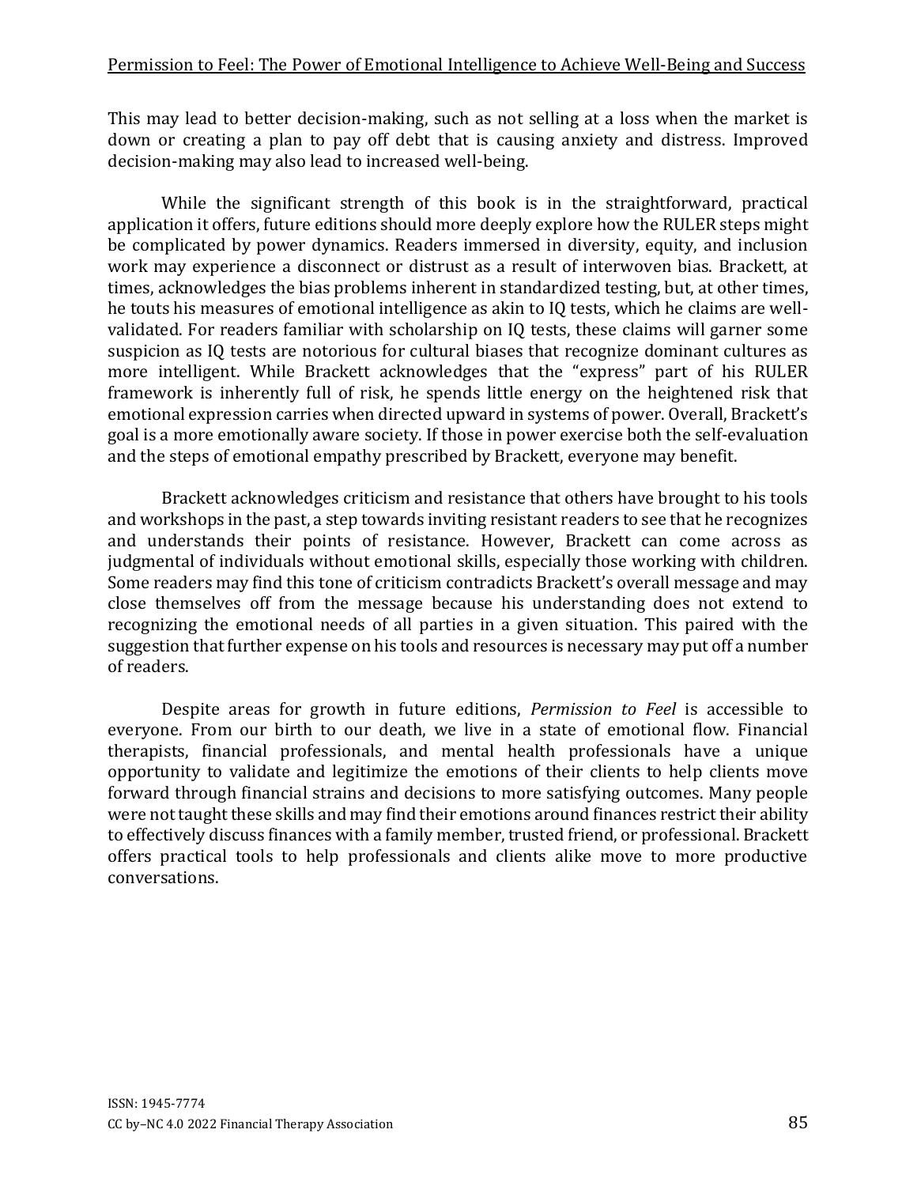This may lead to better decision-making, such as not selling at a loss when the market is down or creating a plan to pay off debt that is causing anxiety and distress. Improved decision-making may also lead to increased well-being.

While the significant strength of this book is in the straightforward, practical application it offers, future editions should more deeply explore how the RULER steps might be complicated by power dynamics. Readers immersed in diversity, equity, and inclusion work may experience a disconnect or distrust as a result of interwoven bias. Brackett, at times, acknowledges the bias problems inherent in standardized testing, but, at other times, he touts his measures of emotional intelligence as akin to IQ tests, which he claims are well-validated. For readers familiar with scholarship on IQ tests, these claims will garner some suspicion as IQ tests are notorious for cultural biases that recognize dominant cultures as more intelligent. While Brackett acknowledges that the "express" part of his RULER framework is inherently full of risk, he spends little energy on the heightened risk that emotional expression carries when directed upward in systems of power. Overall, Brackett's goal is a more emotionally aware society. If those in power exercise both the self-evaluation and the steps of emotional empathy prescribed by Brackett, everyone may benefit.

Brackett acknowledges criticism and resistance that others have brought to his tools and workshops in the past, a step towards inviting resistant readers to see that he recognizes and understands their points of resistance. However, Brackett can come across as judgmental of individuals without emotional skills, especially those working with children. Some readers may find this tone of criticism contradicts Brackett's overall message and may close themselves off from the message because his understanding does not extend to recognizing the emotional needs of all parties in a given situation. This paired with the suggestion that further expense on his tools and resources is necessary may put off a number of readers.

Despite areas for growth in future editions, *Permission to Feel* is accessible to everyone. From our birth to our death, we live in a state of emotional flow. Financial therapists, financial professionals, and mental health professionals have a unique opportunity to validate and legitimize the emotions of their clients to help clients move forward through financial strains and decisions to more satisfying outcomes. Many people were not taught these skills and may find their emotions around finances restrict their ability to effectively discuss finances with a family member, trusted friend, or professional. Brackett offers practical tools to help professionals and clients alike move to more productive conversations.